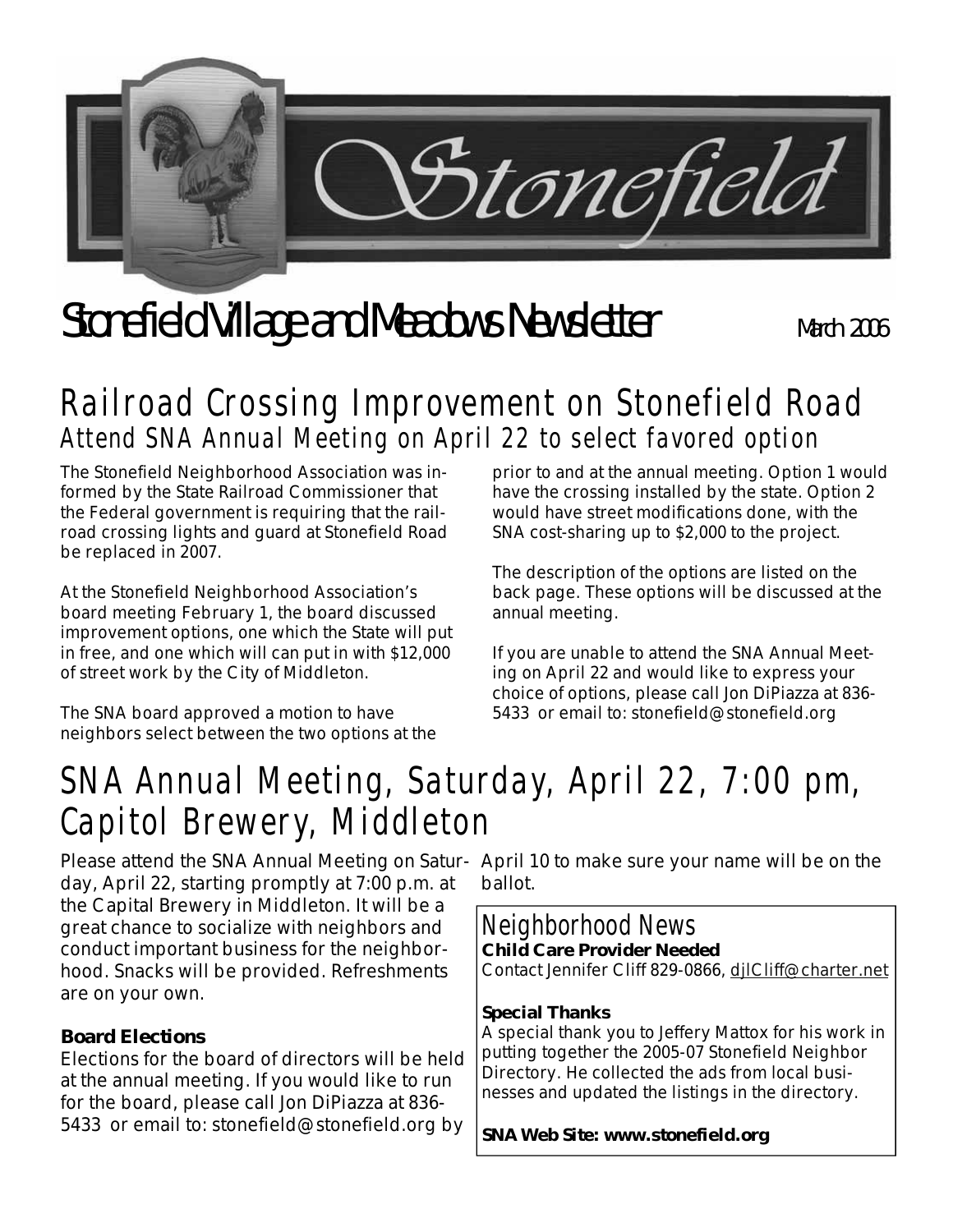# Stonefield Village and Meadows Newsletter

March 2006

## Railroad Crossing Improvement on Stonefield Road

### Attend SNA Annual Meeting on April 22 to select favored option

The Stonefield Neighborhood Association was informed by the State Railroad Commissioner that the Federal government is requiring that the railroad crossing lights and guard at Stonefield Road be replaced in 2007.

At the Stonefield Neighborhood Association's board meeting February 1, the board discussed improvement options, one which the State will put in free, and one which will can put in with $12,000 of street work by the City of Middleton.

The SNA board approved a motion to have neighbors select between the two options at the prior to and at the annual meeting. Option 1 would have the crossing installed by the state. Option 2 would have street modifications done, with the SNA cost-sharing up to $2,000 to the project.

The description of the options are listed on the back page. These options will be discussed at the annual meeting.

If you are unable to attend the SNA Annual Meeting on April 22 and would like to express your choice of options, please call Jon DiPiazza at 836-5433 or email to: stonefield@stonefield.org

## SNA Annual Meeting, Saturday, April 22, 7:00 pm, Capitol Brewery, Middleton

Please attend the SNA Annual Meeting on Saturday, April 22, starting promptly at 7:00 p.m. at the Capital Brewery in Middleton. It will be a great chance to socialize with neighbors and conduct important business for the neighborhood. Snacks will be provided. Refreshments are on your own.

**Board Elections**

Elections for the board of directors will be held at the annual meeting. If you would like to run for the board, please call Jon DiPiazza at 836-5433 or email to: stonefield@stonefield.org by April 10 to make sure your name will be on the ballot.

## Neighborhood News

**Child Care Provider Needed**

Contact Jennifer Cliff 829-0866, djlCliff@charter.net

**Special Thanks**

A special thank you to Jeffery Mattox for his work in putting together the 2005-07 Stonefield Neighbor Directory. He collected the ads from local businesses and updated the listings in the directory.

**SNA Web Site: www.stonefield.org**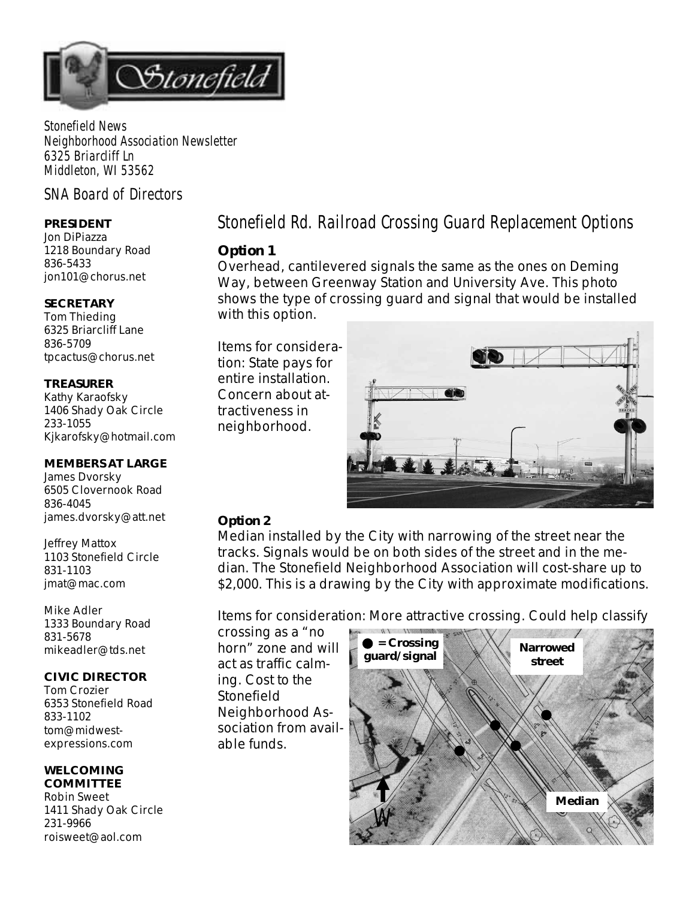Stonefield News
Neighborhood Association Newsletter
6325 Briarcliff Ln
Middleton, WI 53562

## SNA Board of Directors

**PRESIDENT**
Jon DiPiazza
1218 Boundary Road
836-5433
jon101@chorus.net

**SECRETARY**
Tom Thieding
6325 Briarcliff Lane
836-5709
tpcactus@chorus.net

**TREASURER**
Kathy Karaofsky
1406 Shady Oak Circle
233-1055
Kjkarofsky@hotmail.com

**MEMBERS AT LARGE**
James Dvorsky
6505 Clovernook Road
836-4045
james.dvorsky@att.net

Jeffrey Mattox
1103 Stonefield Circle
831-1103
jmat@mac.com

Mike Adler
1333 Boundary Road
831-5678
mikeadler@tds.net

**CIVIC DIRECTOR**
Tom Crozier
6353 Stonefield Road
833-1102
tom@midwest-expressions.com

**WELCOMING COMMITTEE**
Robin Sweet
1411 Shady Oak Circle
231-9966
roisweet@aol.com

# Stonefield Rd. Railroad Crossing Guard Replacement Options

**Option 1**

Overhead, cantilevered signals the same as the ones on Deming Way, between Greenway Station and University Ave. This photo shows the type of crossing guard and signal that would be installed with this option.

Items for consideration: State pays for entire installation. Concern about attractiveness in neighborhood.

**Option 2**

Median installed by the City with narrowing of the street near the tracks. Signals would be on both sides of the street and in the median. The Stonefield Neighborhood Association will cost-share up to $2,000. This is a drawing by the City with approximate modifications.

Items for consideration: More attractive crossing. Could help classify crossing as a "no horn" zone and will act as traffic calming. Cost to the Stonefield Neighborhood Association from available funds.

● = Crossing guard/signal

Narrowed street

Median

W